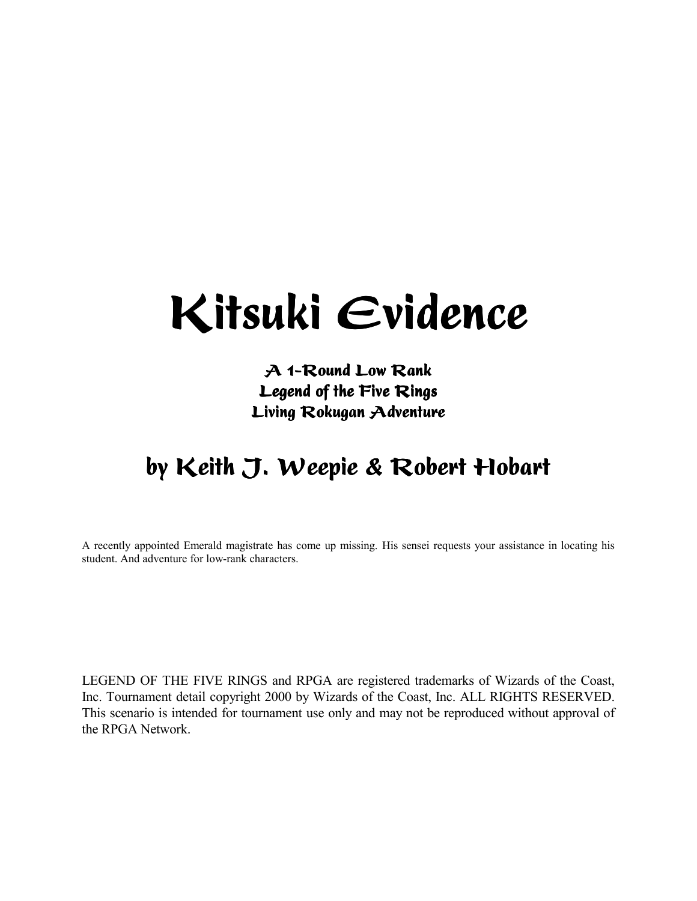# Kitsuki Evidence

### A 1-Round Low Rank
### Legend of the Five Rings
### Living Rokugan Adventure

## by Keith J. Weepie & Robert Hobart

A recently appointed Emerald magistrate has come up missing. His sensei requests your assistance in locating his student. And adventure for low-rank characters.

LEGEND OF THE FIVE RINGS and RPGA are registered trademarks of Wizards of the Coast, Inc. Tournament detail copyright 2000 by Wizards of the Coast, Inc. ALL RIGHTS RESERVED. This scenario is intended for tournament use only and may not be reproduced without approval of the RPGA Network.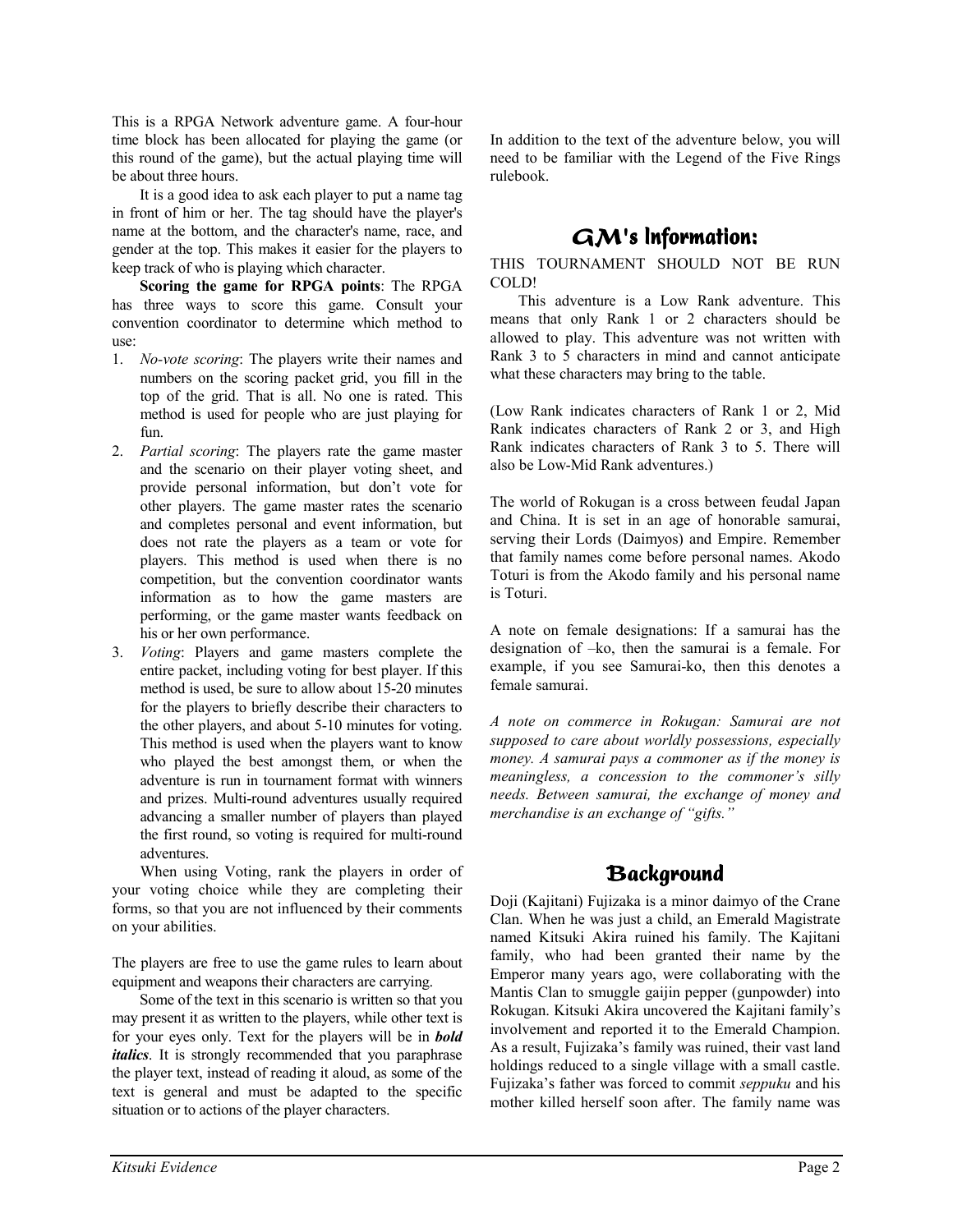This is a RPGA Network adventure game. A four-hour time block has been allocated for playing the game (or this round of the game), but the actual playing time will be about three hours.

It is a good idea to ask each player to put a name tag in front of him or her. The tag should have the player's name at the bottom, and the character's name, race, and gender at the top. This makes it easier for the players to keep track of who is playing which character.

**Scoring the game for RPGA points**: The RPGA has three ways to score this game. Consult your convention coordinator to determine which method to use:

1. *No-vote scoring*: The players write their names and numbers on the scoring packet grid, you fill in the top of the grid. That is all. No one is rated. This method is used for people who are just playing for fun.
2. *Partial scoring*: The players rate the game master and the scenario on their player voting sheet, and provide personal information, but don't vote for other players. The game master rates the scenario and completes personal and event information, but does not rate the players as a team or vote for players. This method is used when there is no competition, but the convention coordinator wants information as to how the game masters are performing, or the game master wants feedback on his or her own performance.
3. *Voting*: Players and game masters complete the entire packet, including voting for best player. If this method is used, be sure to allow about 15-20 minutes for the players to briefly describe their characters to the other players, and about 5-10 minutes for voting. This method is used when the players want to know who played the best amongst them, or when the adventure is run in tournament format with winners and prizes. Multi-round adventures usually required advancing a smaller number of players than played the first round, so voting is required for multi-round adventures.

When using Voting, rank the players in order of your voting choice while they are completing their forms, so that you are not influenced by their comments on your abilities.

The players are free to use the game rules to learn about equipment and weapons their characters are carrying.

Some of the text in this scenario is written so that you may present it as written to the players, while other text is for your eyes only. Text for the players will be in ***bold italics***. It is strongly recommended that you paraphrase the player text, instead of reading it aloud, as some of the text is general and must be adapted to the specific situation or to actions of the player characters.

In addition to the text of the adventure below, you will need to be familiar with the Legend of the Five Rings rulebook.

## GM's Information:

THIS TOURNAMENT SHOULD NOT BE RUN COLD!

This adventure is a Low Rank adventure. This means that only Rank 1 or 2 characters should be allowed to play. This adventure was not written with Rank 3 to 5 characters in mind and cannot anticipate what these characters may bring to the table.

(Low Rank indicates characters of Rank 1 or 2, Mid Rank indicates characters of Rank 2 or 3, and High Rank indicates characters of Rank 3 to 5. There will also be Low-Mid Rank adventures.)

The world of Rokugan is a cross between feudal Japan and China. It is set in an age of honorable samurai, serving their Lords (Daimyos) and Empire. Remember that family names come before personal names. Akodo Toturi is from the Akodo family and his personal name is Toturi.

A note on female designations: If a samurai has the designation of –ko, then the samurai is a female. For example, if you see Samurai-ko, then this denotes a female samurai.

*A note on commerce in Rokugan: Samurai are not supposed to care about worldly possessions, especially money. A samurai pays a commoner as if the money is meaningless, a concession to the commoner's silly needs. Between samurai, the exchange of money and merchandise is an exchange of "gifts."*

## Background

Doji (Kajitani) Fujizaka is a minor daimyo of the Crane Clan. When he was just a child, an Emerald Magistrate named Kitsuki Akira ruined his family. The Kajitani family, who had been granted their name by the Emperor many years ago, were collaborating with the Mantis Clan to smuggle gaijin pepper (gunpowder) into Rokugan. Kitsuki Akira uncovered the Kajitani family's involvement and reported it to the Emerald Champion. As a result, Fujizaka's family was ruined, their vast land holdings reduced to a single village with a small castle. Fujizaka's father was forced to commit *seppuku* and his mother killed herself soon after. The family name was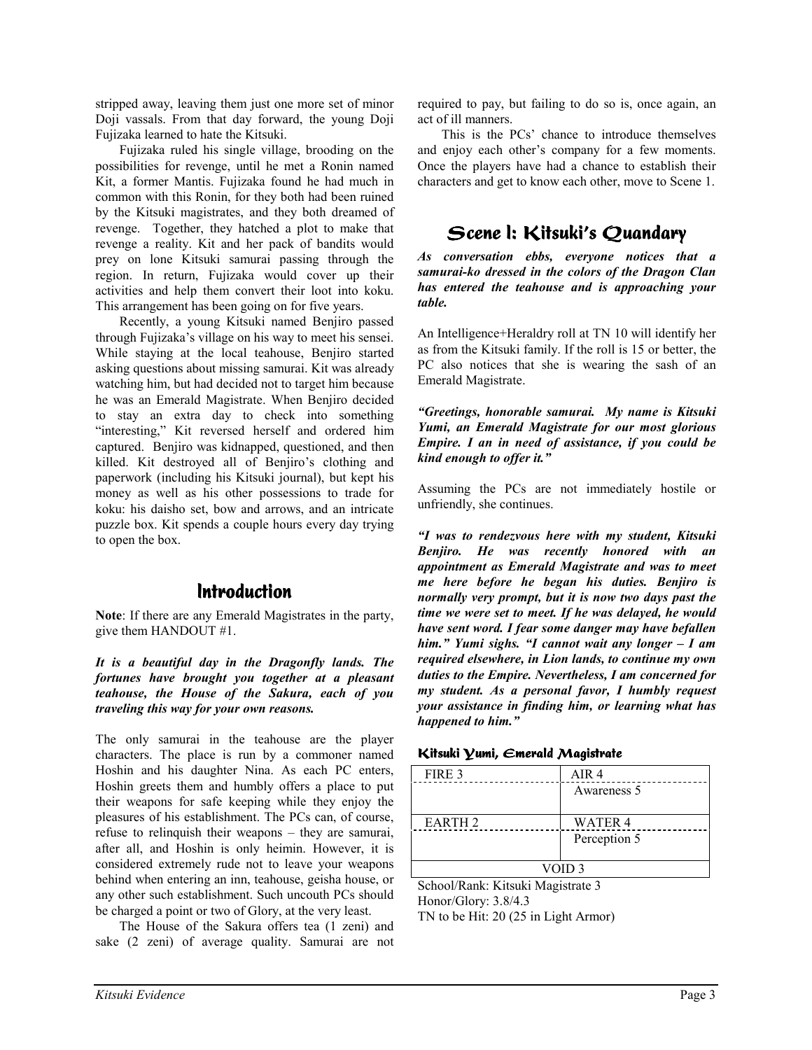stripped away, leaving them just one more set of minor Doji vassals. From that day forward, the young Doji Fujizaka learned to hate the Kitsuki.

Fujizaka ruled his single village, brooding on the possibilities for revenge, until he met a Ronin named Kit, a former Mantis. Fujizaka found he had much in common with this Ronin, for they both had been ruined by the Kitsuki magistrates, and they both dreamed of revenge. Together, they hatched a plot to make that revenge a reality. Kit and her pack of bandits would prey on lone Kitsuki samurai passing through the region. In return, Fujizaka would cover up their activities and help them convert their loot into koku. This arrangement has been going on for five years.

Recently, a young Kitsuki named Benjiro passed through Fujizaka's village on his way to meet his sensei. While staying at the local teahouse, Benjiro started asking questions about missing samurai. Kit was already watching him, but had decided not to target him because he was an Emerald Magistrate. When Benjiro decided to stay an extra day to check into something "interesting," Kit reversed herself and ordered him captured. Benjiro was kidnapped, questioned, and then killed. Kit destroyed all of Benjiro's clothing and paperwork (including his Kitsuki journal), but kept his money as well as his other possessions to trade for koku: his daisho set, bow and arrows, and an intricate puzzle box. Kit spends a couple hours every day trying to open the box.

## Introduction

**Note**: If there are any Emerald Magistrates in the party, give them HANDOUT #1.

***It is a beautiful day in the Dragonfly lands. The fortunes have brought you together at a pleasant teahouse, the House of the Sakura, each of you traveling this way for your own reasons.***

The only samurai in the teahouse are the player characters. The place is run by a commoner named Hoshin and his daughter Nina. As each PC enters, Hoshin greets them and humbly offers a place to put their weapons for safe keeping while they enjoy the pleasures of his establishment. The PCs can, of course, refuse to relinquish their weapons – they are samurai, after all, and Hoshin is only heimin. However, it is considered extremely rude not to leave your weapons behind when entering an inn, teahouse, geisha house, or any other such establishment. Such uncouth PCs should be charged a point or two of Glory, at the very least.

The House of the Sakura offers tea (1 zeni) and sake (2 zeni) of average quality. Samurai are not required to pay, but failing to do so is, once again, an act of ill manners.

This is the PCs' chance to introduce themselves and enjoy each other's company for a few moments. Once the players have had a chance to establish their characters and get to know each other, move to Scene 1.

## Scene 1: Kitsuki's Quandary

***As conversation ebbs, everyone notices that a samurai-ko dressed in the colors of the Dragon Clan has entered the teahouse and is approaching your table.***

An Intelligence+Heraldry roll at TN 10 will identify her as from the Kitsuki family. If the roll is 15 or better, the PC also notices that she is wearing the sash of an Emerald Magistrate.

***"Greetings, honorable samurai. My name is Kitsuki Yumi, an Emerald Magistrate for our most glorious Empire. I an in need of assistance, if you could be kind enough to offer it."***

Assuming the PCs are not immediately hostile or unfriendly, she continues.

***"I was to rendezvous here with my student, Kitsuki Benjiro. He was recently honored with an appointment as Emerald Magistrate and was to meet me here before he began his duties. Benjiro is normally very prompt, but it is now two days past the time we were set to meet. If he was delayed, he would have sent word. I fear some danger may have befallen him." Yumi sighs. "I cannot wait any longer – I am required elsewhere, in Lion lands, to continue my own duties to the Empire. Nevertheless, I am concerned for my student. As a personal favor, I humbly request your assistance in finding him, or learning what has happened to him."***

#### Kitsuki Yumi, Emerald Magistrate

| | |
|---|---|
| FIRE 3 | AIR 4 |
| | Awareness 5 |
| EARTH 2 | WATER 4 |
| | Perception 5 |
| VOID 3 | |

School/Rank: Kitsuki Magistrate 3
Honor/Glory: 3.8/4.3
TN to be Hit: 20 (25 in Light Armor)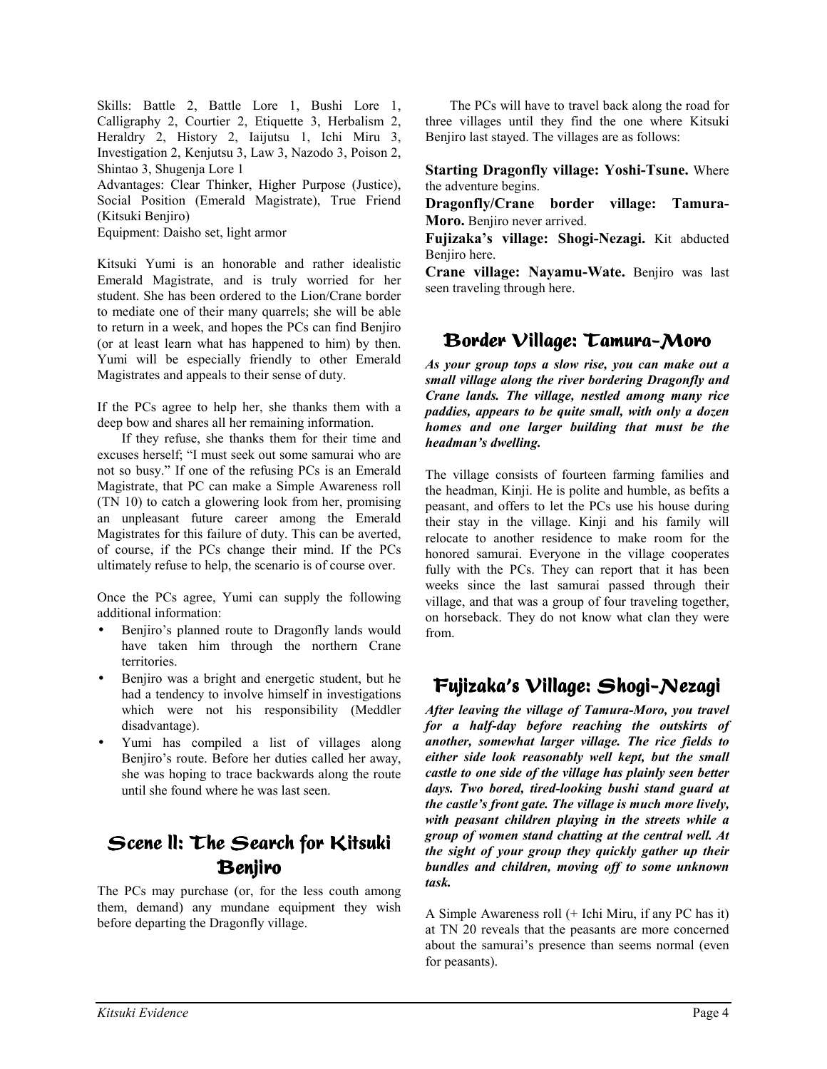Skills: Battle 2, Battle Lore 1, Bushi Lore 1, Calligraphy 2, Courtier 2, Etiquette 3, Herbalism 2, Heraldry 2, History 2, Iaijutsu 1, Ichi Miru 3, Investigation 2, Kenjutsu 3, Law 3, Nazodo 3, Poison 2, Shintao 3, Shugenja Lore 1

Advantages: Clear Thinker, Higher Purpose (Justice), Social Position (Emerald Magistrate), True Friend (Kitsuki Benjiro)

Equipment: Daisho set, light armor

Kitsuki Yumi is an honorable and rather idealistic Emerald Magistrate, and is truly worried for her student. She has been ordered to the Lion/Crane border to mediate one of their many quarrels; she will be able to return in a week, and hopes the PCs can find Benjiro (or at least learn what has happened to him) by then. Yumi will be especially friendly to other Emerald Magistrates and appeals to their sense of duty.

If the PCs agree to help her, she thanks them with a deep bow and shares all her remaining information.

If they refuse, she thanks them for their time and excuses herself; "I must seek out some samurai who are not so busy." If one of the refusing PCs is an Emerald Magistrate, that PC can make a Simple Awareness roll (TN 10) to catch a glowering look from her, promising an unpleasant future career among the Emerald Magistrates for this failure of duty. This can be averted, of course, if the PCs change their mind. If the PCs ultimately refuse to help, the scenario is of course over.

Once the PCs agree, Yumi can supply the following additional information:

- Benjiro's planned route to Dragonfly lands would have taken him through the northern Crane territories.
- Benjiro was a bright and energetic student, but he had a tendency to involve himself in investigations which were not his responsibility (Meddler disadvantage).
- Yumi has compiled a list of villages along Benjiro's route. Before her duties called her away, she was hoping to trace backwards along the route until she found where he was last seen.

## Scene II: The Search for Kitsuki Benjiro

The PCs may purchase (or, for the less couth among them, demand) any mundane equipment they wish before departing the Dragonfly village.

The PCs will have to travel back along the road for three villages until they find the one where Kitsuki Benjiro last stayed. The villages are as follows:

**Starting Dragonfly village: Yoshi-Tsune.** Where the adventure begins.

**Dragonfly/Crane border village: Tamura-Moro.** Benjiro never arrived.

**Fujizaka's village: Shogi-Nezagi.** Kit abducted Benjiro here.

**Crane village: Nayamu-Wate.** Benjiro was last seen traveling through here.

## Border Village: Tamura-Moro

***As your group tops a slow rise, you can make out a small village along the river bordering Dragonfly and Crane lands. The village, nestled among many rice paddies, appears to be quite small, with only a dozen homes and one larger building that must be the headman's dwelling.***

The village consists of fourteen farming families and the headman, Kinji. He is polite and humble, as befits a peasant, and offers to let the PCs use his house during their stay in the village. Kinji and his family will relocate to another residence to make room for the honored samurai. Everyone in the village cooperates fully with the PCs. They can report that it has been weeks since the last samurai passed through their village, and that was a group of four traveling together, on horseback. They do not know what clan they were from.

## Fujizaka's Village: Shogi-Nezagi

***After leaving the village of Tamura-Moro, you travel for a half-day before reaching the outskirts of another, somewhat larger village. The rice fields to either side look reasonably well kept, but the small castle to one side of the village has plainly seen better days. Two bored, tired-looking bushi stand guard at the castle's front gate. The village is much more lively, with peasant children playing in the streets while a group of women stand chatting at the central well. At the sight of your group they quickly gather up their bundles and children, moving off to some unknown task.***

A Simple Awareness roll (+ Ichi Miru, if any PC has it) at TN 20 reveals that the peasants are more concerned about the samurai's presence than seems normal (even for peasants).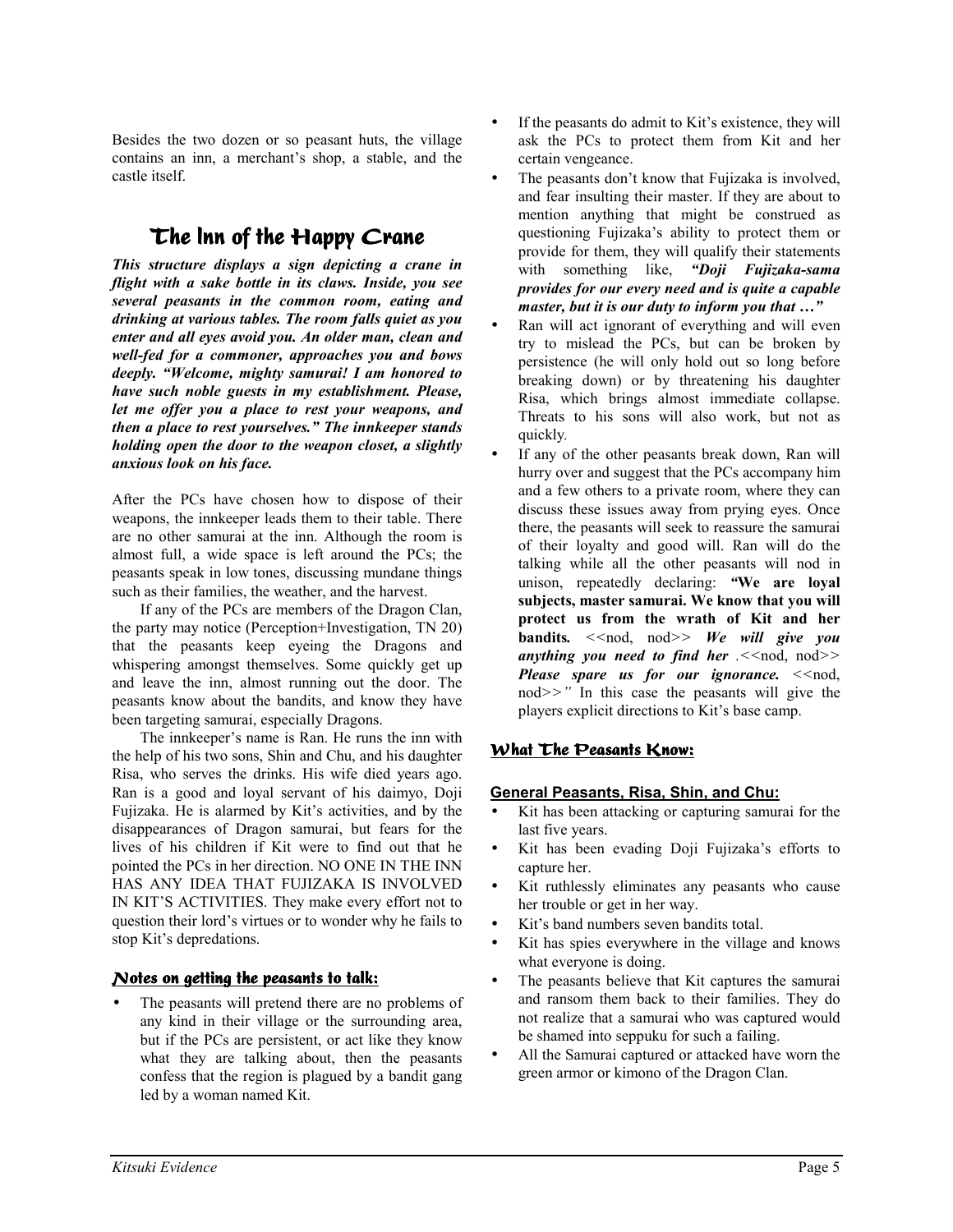Besides the two dozen or so peasant huts, the village contains an inn, a merchant's shop, a stable, and the castle itself.

## The Inn of the Happy Crane

***This structure displays a sign depicting a crane in flight with a sake bottle in its claws. Inside, you see several peasants in the common room, eating and drinking at various tables. The room falls quiet as you enter and all eyes avoid you. An older man, clean and well-fed for a commoner, approaches you and bows deeply. "Welcome, mighty samurai! I am honored to have such noble guests in my establishment. Please, let me offer you a place to rest your weapons, and then a place to rest yourselves." The innkeeper stands holding open the door to the weapon closet, a slightly anxious look on his face.***

After the PCs have chosen how to dispose of their weapons, the innkeeper leads them to their table. There are no other samurai at the inn. Although the room is almost full, a wide space is left around the PCs; the peasants speak in low tones, discussing mundane things such as their families, the weather, and the harvest.

If any of the PCs are members of the Dragon Clan, the party may notice (Perception+Investigation, TN 20) that the peasants keep eyeing the Dragons and whispering amongst themselves. Some quickly get up and leave the inn, almost running out the door. The peasants know about the bandits, and know they have been targeting samurai, especially Dragons.

The innkeeper's name is Ran. He runs the inn with the help of his two sons, Shin and Chu, and his daughter Risa, who serves the drinks. His wife died years ago. Ran is a good and loyal servant of his daimyo, Doji Fujizaka. He is alarmed by Kit's activities, and by the disappearances of Dragon samurai, but fears for the lives of his children if Kit were to find out that he pointed the PCs in her direction. NO ONE IN THE INN HAS ANY IDEA THAT FUJIZAKA IS INVOLVED IN KIT'S ACTIVITIES. They make every effort not to question their lord's virtues or to wonder why he fails to stop Kit's depredations.

### Notes on getting the peasants to talk:

- The peasants will pretend there are no problems of any kind in their village or the surrounding area, but if the PCs are persistent, or act like they know what they are talking about, then the peasants confess that the region is plagued by a bandit gang led by a woman named Kit.
- If the peasants do admit to Kit's existence, they will ask the PCs to protect them from Kit and her certain vengeance.
- The peasants don't know that Fujizaka is involved, and fear insulting their master. If they are about to mention anything that might be construed as questioning Fujizaka's ability to protect them or provide for them, they will qualify their statements with something like, ***"Doji Fujizaka-sama provides for our every need and is quite a capable master, but it is our duty to inform you that …"***
- Ran will act ignorant of everything and will even try to mislead the PCs, but can be broken by persistence (he will only hold out so long before breaking down) or by threatening his daughter Risa, which brings almost immediate collapse. Threats to his sons will also work, but not as quickly.
- If any of the other peasants break down, Ran will hurry over and suggest that the PCs accompany him and a few others to a private room, where they can discuss these issues away from prying eyes. Once there, the peasants will seek to reassure the samurai of their loyalty and good will. Ran will do the talking while all the other peasants will nod in unison, repeatedly declaring: ***"We are loyal subjects, master samurai. We know that you will protect us from the wrath of Kit and her bandits.*** <<nod, nod>> ***We will give you anything you need to find her*** .<<nod, nod>> ***Please spare us for our ignorance.*** <<nod, nod>>*"* In this case the peasants will give the players explicit directions to Kit's base camp.

### What The Peasants Know:

#### General Peasants, Risa, Shin, and Chu:

- Kit has been attacking or capturing samurai for the last five years.
- Kit has been evading Doji Fujizaka's efforts to capture her.
- Kit ruthlessly eliminates any peasants who cause her trouble or get in her way.
- Kit's band numbers seven bandits total.
- Kit has spies everywhere in the village and knows what everyone is doing.
- The peasants believe that Kit captures the samurai and ransom them back to their families. They do not realize that a samurai who was captured would be shamed into seppuku for such a failing.
- All the Samurai captured or attacked have worn the green armor or kimono of the Dragon Clan.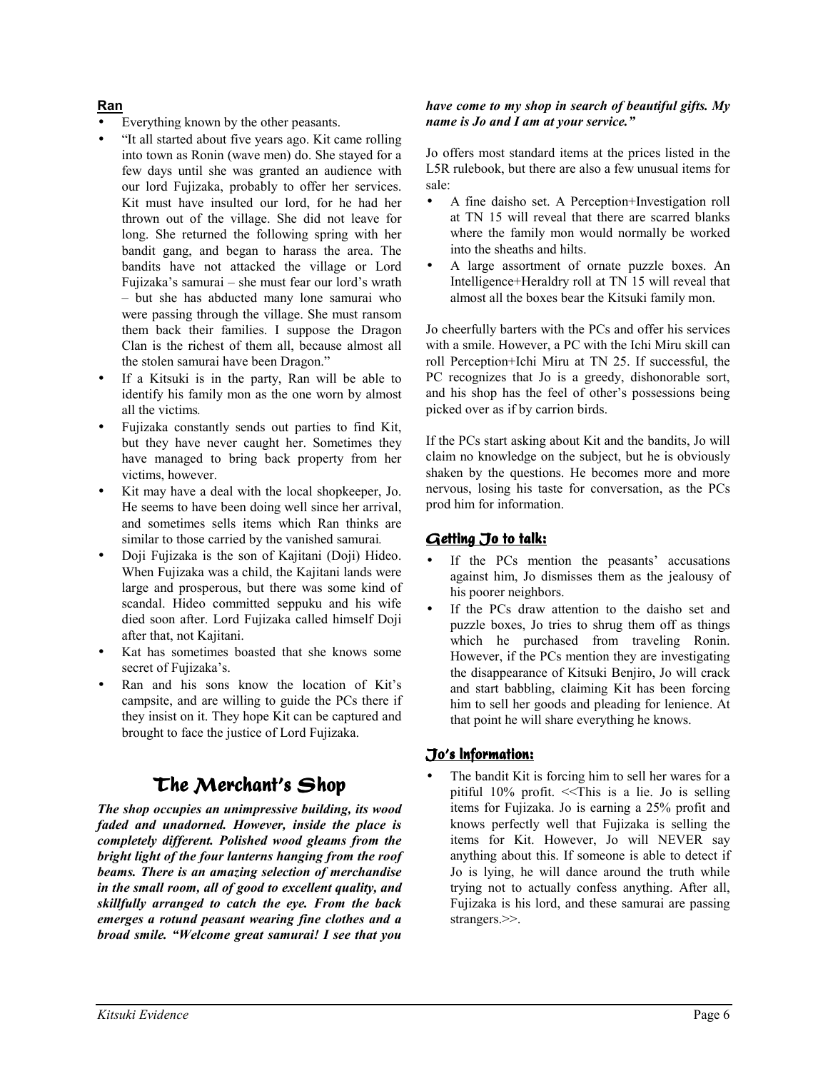### Ran

- Everything known by the other peasants.
- "It all started about five years ago. Kit came rolling into town as Ronin (wave men) do. She stayed for a few days until she was granted an audience with our lord Fujizaka, probably to offer her services. Kit must have insulted our lord, for he had her thrown out of the village. She did not leave for long. She returned the following spring with her bandit gang, and began to harass the area. The bandits have not attacked the village or Lord Fujizaka's samurai – she must fear our lord's wrath – but she has abducted many lone samurai who were passing through the village. She must ransom them back their families. I suppose the Dragon Clan is the richest of them all, because almost all the stolen samurai have been Dragon."
- If a Kitsuki is in the party, Ran will be able to identify his family mon as the one worn by almost all the victims.
- Fujizaka constantly sends out parties to find Kit, but they have never caught her. Sometimes they have managed to bring back property from her victims, however.
- Kit may have a deal with the local shopkeeper, Jo. He seems to have been doing well since her arrival, and sometimes sells items which Ran thinks are similar to those carried by the vanished samurai.
- Doji Fujizaka is the son of Kajitani (Doji) Hideo. When Fujizaka was a child, the Kajitani lands were large and prosperous, but there was some kind of scandal. Hideo committed seppuku and his wife died soon after. Lord Fujizaka called himself Doji after that, not Kajitani.
- Kat has sometimes boasted that she knows some secret of Fujizaka's.
- Ran and his sons know the location of Kit's campsite, and are willing to guide the PCs there if they insist on it. They hope Kit can be captured and brought to face the justice of Lord Fujizaka.

## The Merchant's Shop

***The shop occupies an unimpressive building, its wood faded and unadorned. However, inside the place is completely different. Polished wood gleams from the bright light of the four lanterns hanging from the roof beams. There is an amazing selection of merchandise in the small room, all of good to excellent quality, and skillfully arranged to catch the eye. From the back emerges a rotund peasant wearing fine clothes and a broad smile. "Welcome great samurai! I see that you have come to my shop in search of beautiful gifts. My name is Jo and I am at your service."***

Jo offers most standard items at the prices listed in the L5R rulebook, but there are also a few unusual items for sale:

- A fine daisho set. A Perception+Investigation roll at TN 15 will reveal that there are scarred blanks where the family mon would normally be worked into the sheaths and hilts.
- A large assortment of ornate puzzle boxes. An Intelligence+Heraldry roll at TN 15 will reveal that almost all the boxes bear the Kitsuki family mon.

Jo cheerfully barters with the PCs and offer his services with a smile. However, a PC with the Ichi Miru skill can roll Perception+Ichi Miru at TN 25. If successful, the PC recognizes that Jo is a greedy, dishonorable sort, and his shop has the feel of other's possessions being picked over as if by carrion birds.

If the PCs start asking about Kit and the bandits, Jo will claim no knowledge on the subject, but he is obviously shaken by the questions. He becomes more and more nervous, losing his taste for conversation, as the PCs prod him for information.

### Getting Jo to talk:

- If the PCs mention the peasants' accusations against him, Jo dismisses them as the jealousy of his poorer neighbors.
- If the PCs draw attention to the daisho set and puzzle boxes, Jo tries to shrug them off as things which he purchased from traveling Ronin. However, if the PCs mention they are investigating the disappearance of Kitsuki Benjiro, Jo will crack and start babbling, claiming Kit has been forcing him to sell her goods and pleading for lenience. At that point he will share everything he knows.

### Jo's Information:

- The bandit Kit is forcing him to sell her wares for a pitiful 10% profit. <<This is a lie. Jo is selling items for Fujizaka. Jo is earning a 25% profit and knows perfectly well that Fujizaka is selling the items for Kit. However, Jo will NEVER say anything about this. If someone is able to detect if Jo is lying, he will dance around the truth while trying not to actually confess anything. After all, Fujizaka is his lord, and these samurai are passing strangers.>>.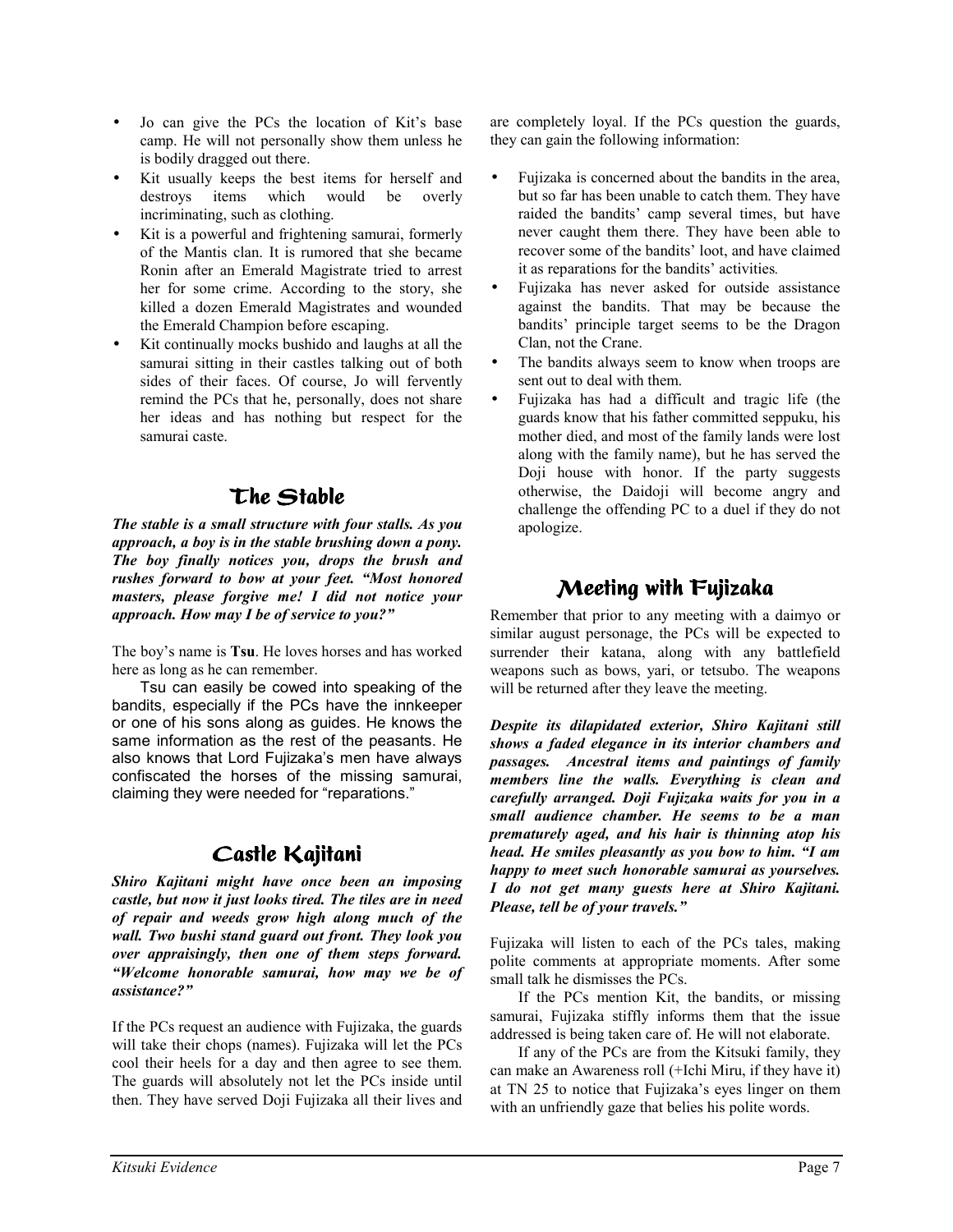- Jo can give the PCs the location of Kit's base camp. He will not personally show them unless he is bodily dragged out there.
- Kit usually keeps the best items for herself and destroys items which would be overly incriminating, such as clothing.
- Kit is a powerful and frightening samurai, formerly of the Mantis clan. It is rumored that she became Ronin after an Emerald Magistrate tried to arrest her for some crime. According to the story, she killed a dozen Emerald Magistrates and wounded the Emerald Champion before escaping.
- Kit continually mocks bushido and laughs at all the samurai sitting in their castles talking out of both sides of their faces. Of course, Jo will fervently remind the PCs that he, personally, does not share her ideas and has nothing but respect for the samurai caste.

## The Stable

***The stable is a small structure with four stalls. As you approach, a boy is in the stable brushing down a pony. The boy finally notices you, drops the brush and rushes forward to bow at your feet. "Most honored masters, please forgive me! I did not notice your approach. How may I be of service to you?"***

The boy's name is **Tsu**. He loves horses and has worked here as long as he can remember.

Tsu can easily be cowed into speaking of the bandits, especially if the PCs have the innkeeper or one of his sons along as guides. He knows the same information as the rest of the peasants. He also knows that Lord Fujizaka's men have always confiscated the horses of the missing samurai, claiming they were needed for "reparations."

## Castle Kajitani

***Shiro Kajitani might have once been an imposing castle, but now it just looks tired. The tiles are in need of repair and weeds grow high along much of the wall. Two bushi stand guard out front. They look you over appraisingly, then one of them steps forward. "Welcome honorable samurai, how may we be of assistance?"***

If the PCs request an audience with Fujizaka, the guards will take their chops (names). Fujizaka will let the PCs cool their heels for a day and then agree to see them. The guards will absolutely not let the PCs inside until then. They have served Doji Fujizaka all their lives and are completely loyal. If the PCs question the guards, they can gain the following information:

- Fujizaka is concerned about the bandits in the area, but so far has been unable to catch them. They have raided the bandits' camp several times, but have never caught them there. They have been able to recover some of the bandits' loot, and have claimed it as reparations for the bandits' activities.
- Fujizaka has never asked for outside assistance against the bandits. That may be because the bandits' principle target seems to be the Dragon Clan, not the Crane.
- The bandits always seem to know when troops are sent out to deal with them.
- Fujizaka has had a difficult and tragic life (the guards know that his father committed seppuku, his mother died, and most of the family lands were lost along with the family name), but he has served the Doji house with honor. If the party suggests otherwise, the Daidoji will become angry and challenge the offending PC to a duel if they do not apologize.

## Meeting with Fujizaka

Remember that prior to any meeting with a daimyo or similar august personage, the PCs will be expected to surrender their katana, along with any battlefield weapons such as bows, yari, or tetsubo. The weapons will be returned after they leave the meeting.

***Despite its dilapidated exterior, Shiro Kajitani still shows a faded elegance in its interior chambers and passages. Ancestral items and paintings of family members line the walls. Everything is clean and carefully arranged. Doji Fujizaka waits for you in a small audience chamber. He seems to be a man prematurely aged, and his hair is thinning atop his head. He smiles pleasantly as you bow to him. "I am happy to meet such honorable samurai as yourselves. I do not get many guests here at Shiro Kajitani. Please, tell be of your travels."***

Fujizaka will listen to each of the PCs tales, making polite comments at appropriate moments. After some small talk he dismisses the PCs.

If the PCs mention Kit, the bandits, or missing samurai, Fujizaka stiffly informs them that the issue addressed is being taken care of. He will not elaborate.

If any of the PCs are from the Kitsuki family, they can make an Awareness roll (+Ichi Miru, if they have it) at TN 25 to notice that Fujizaka's eyes linger on them with an unfriendly gaze that belies his polite words.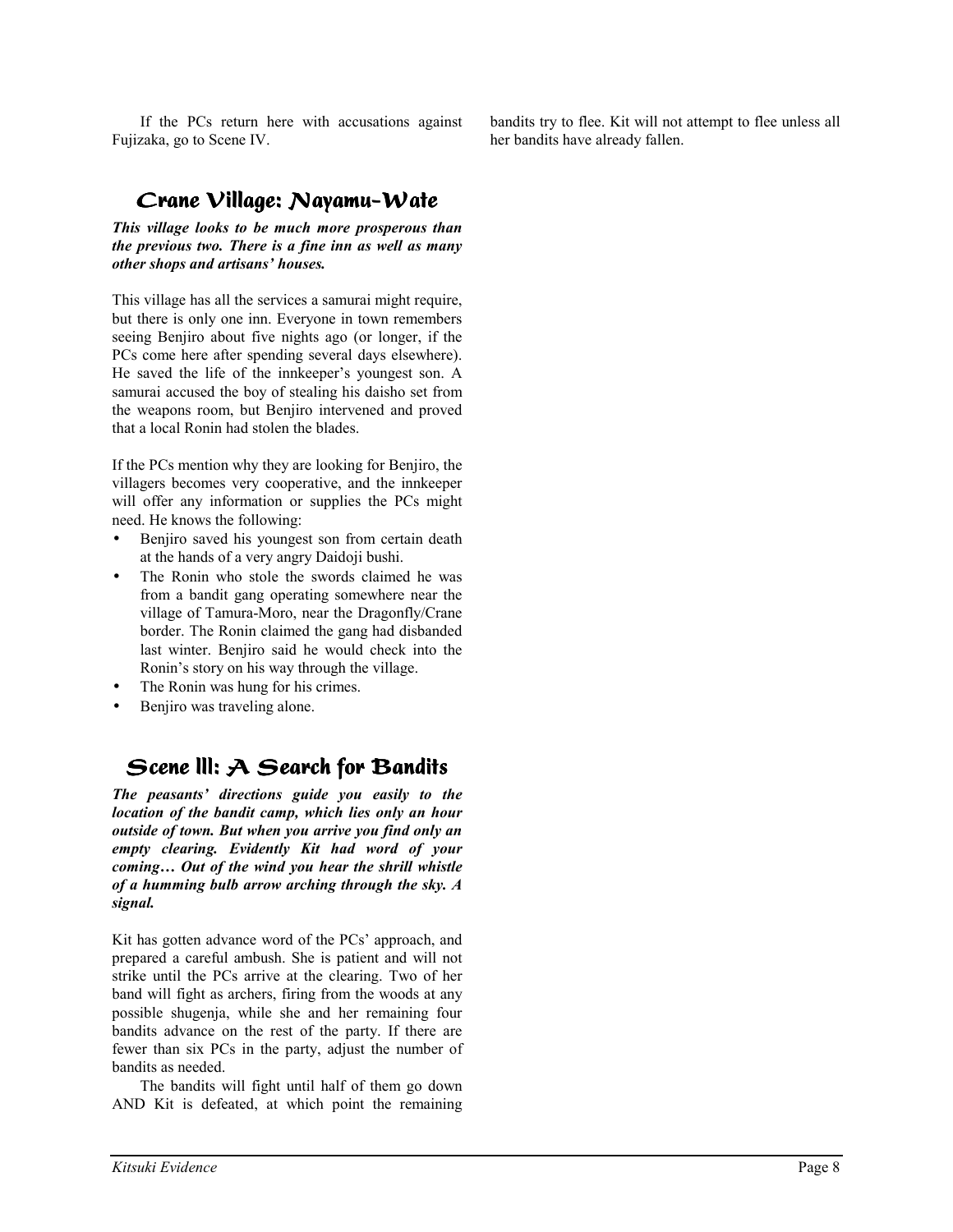If the PCs return here with accusations against Fujizaka, go to Scene IV.

## Crane Village: Nayamu-Wate

***This village looks to be much more prosperous than the previous two. There is a fine inn as well as many other shops and artisans' houses.***

This village has all the services a samurai might require, but there is only one inn. Everyone in town remembers seeing Benjiro about five nights ago (or longer, if the PCs come here after spending several days elsewhere). He saved the life of the innkeeper's youngest son. A samurai accused the boy of stealing his daisho set from the weapons room, but Benjiro intervened and proved that a local Ronin had stolen the blades.

If the PCs mention why they are looking for Benjiro, the villagers becomes very cooperative, and the innkeeper will offer any information or supplies the PCs might need. He knows the following:

- Benjiro saved his youngest son from certain death at the hands of a very angry Daidoji bushi.
- The Ronin who stole the swords claimed he was from a bandit gang operating somewhere near the village of Tamura-Moro, near the Dragonfly/Crane border. The Ronin claimed the gang had disbanded last winter. Benjiro said he would check into the Ronin's story on his way through the village.
- The Ronin was hung for his crimes.
- Benjiro was traveling alone.

## Scene III: A Search for Bandits

***The peasants' directions guide you easily to the location of the bandit camp, which lies only an hour outside of town. But when you arrive you find only an empty clearing. Evidently Kit had word of your coming… Out of the wind you hear the shrill whistle of a humming bulb arrow arching through the sky. A signal.***

Kit has gotten advance word of the PCs' approach, and prepared a careful ambush. She is patient and will not strike until the PCs arrive at the clearing. Two of her band will fight as archers, firing from the woods at any possible shugenja, while she and her remaining four bandits advance on the rest of the party. If there are fewer than six PCs in the party, adjust the number of bandits as needed.

The bandits will fight until half of them go down AND Kit is defeated, at which point the remaining bandits try to flee. Kit will not attempt to flee unless all her bandits have already fallen.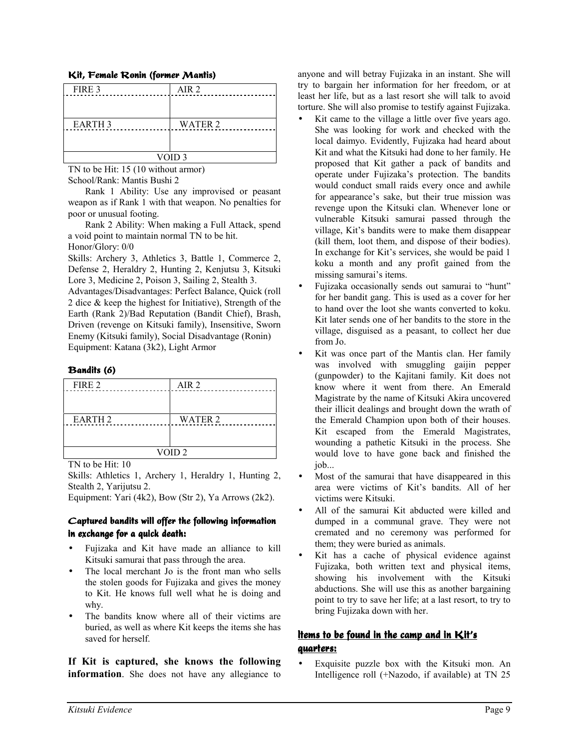### Kit, Female Ronin (former Mantis)

| | |
|---|---|
| FIRE 3 | AIR 2 |
| | |
| EARTH 3 | WATER 2 |
| | |
| VOID 3 | |

TN to be Hit: 15 (10 without armor)

School/Rank: Mantis Bushi 2

Rank 1 Ability: Use any improvised or peasant weapon as if Rank 1 with that weapon. No penalties for poor or unusual footing.

Rank 2 Ability: When making a Full Attack, spend a void point to maintain normal TN to be hit.

Honor/Glory: 0/0

Skills: Archery 3, Athletics 3, Battle 1, Commerce 2, Defense 2, Heraldry 2, Hunting 2, Kenjutsu 3, Kitsuki Lore 3, Medicine 2, Poison 3, Sailing 2, Stealth 3.

Advantages/Disadvantages: Perfect Balance, Quick (roll 2 dice & keep the highest for Initiative), Strength of the Earth (Rank 2)/Bad Reputation (Bandit Chief), Brash, Driven (revenge on Kitsuki family), Insensitive, Sworn Enemy (Kitsuki family), Social Disadvantage (Ronin)

Equipment: Katana (3k2), Light Armor

### Bandits (6)

| | |
|---|---|
| FIRE 2 | AIR 2 |
| | |
| EARTH 2 | WATER 2 |
| | |
| VOID 2 | |

TN to be Hit: 10

Skills: Athletics 1, Archery 1, Heraldry 1, Hunting 2, Stealth 2, Yarijutsu 2.

Equipment: Yari (4k2), Bow (Str 2), Ya Arrows (2k2).

### Captured bandits will offer the following information in exchange for a quick death:

- Fujizaka and Kit have made an alliance to kill Kitsuki samurai that pass through the area.
- The local merchant Jo is the front man who sells the stolen goods for Fujizaka and gives the money to Kit. He knows full well what he is doing and why.
- The bandits know where all of their victims are buried, as well as where Kit keeps the items she has saved for herself.

**If Kit is captured, she knows the following information**. She does not have any allegiance to anyone and will betray Fujizaka in an instant. She will try to bargain her information for her freedom, or at least her life, but as a last resort she will talk to avoid torture. She will also promise to testify against Fujizaka.

- Kit came to the village a little over five years ago. She was looking for work and checked with the local daimyo. Evidently, Fujizaka had heard about Kit and what the Kitsuki had done to her family. He proposed that Kit gather a pack of bandits and operate under Fujizaka's protection. The bandits would conduct small raids every once and awhile for appearance's sake, but their true mission was revenge upon the Kitsuki clan. Whenever lone or vulnerable Kitsuki samurai passed through the village, Kit's bandits were to make them disappear (kill them, loot them, and dispose of their bodies). In exchange for Kit's services, she would be paid 1 koku a month and any profit gained from the missing samurai's items.
- Fujizaka occasionally sends out samurai to "hunt" for her bandit gang. This is used as a cover for her to hand over the loot she wants converted to koku. Kit later sends one of her bandits to the store in the village, disguised as a peasant, to collect her due from Jo.
- Kit was once part of the Mantis clan. Her family was involved with smuggling gaijin pepper (gunpowder) to the Kajitani family. Kit does not know where it went from there. An Emerald Magistrate by the name of Kitsuki Akira uncovered their illicit dealings and brought down the wrath of the Emerald Champion upon both of their houses. Kit escaped from the Emerald Magistrates, wounding a pathetic Kitsuki in the process. She would love to have gone back and finished the job...
- Most of the samurai that have disappeared in this area were victims of Kit's bandits. All of her victims were Kitsuki.
- All of the samurai Kit abducted were killed and dumped in a communal grave. They were not cremated and no ceremony was performed for them; they were buried as animals.
- Kit has a cache of physical evidence against Fujizaka, both written text and physical items, showing his involvement with the Kitsuki abductions. She will use this as another bargaining point to try to save her life; at a last resort, to try to bring Fujizaka down with her.

### Items to be found in the camp and in Kit's quarters:

- Exquisite puzzle box with the Kitsuki mon. An Intelligence roll (+Nazodo, if available) at TN 25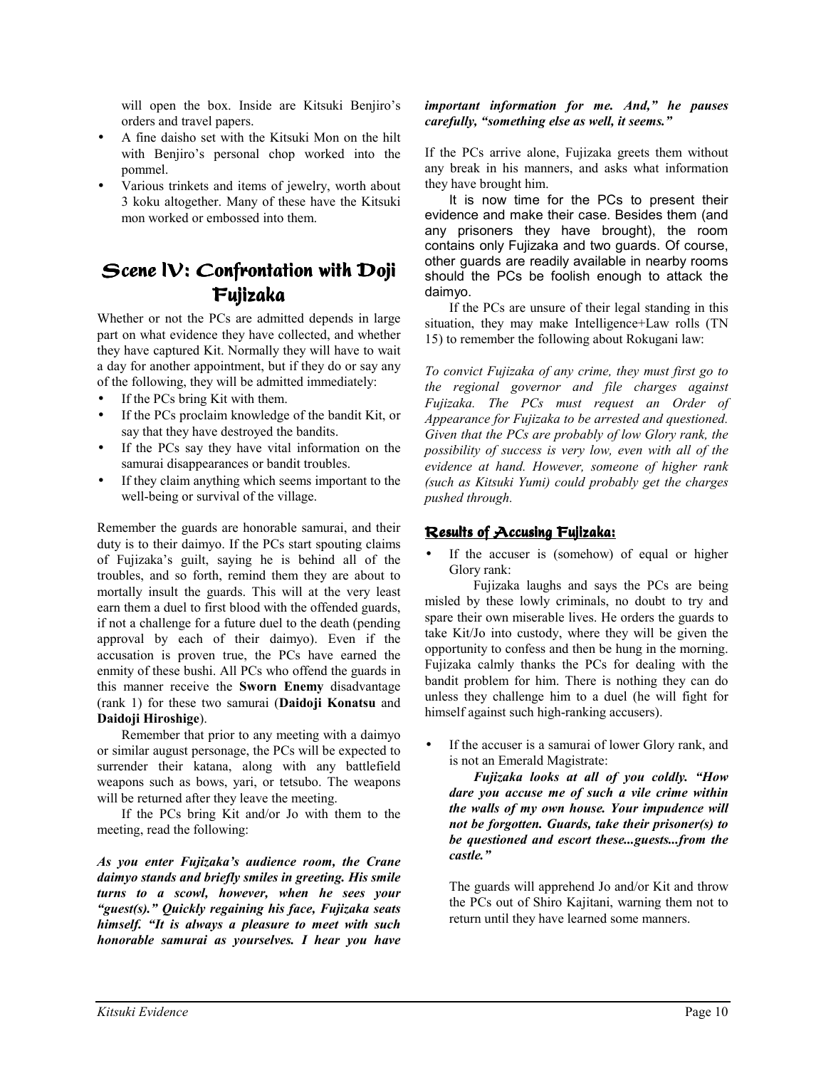will open the box. Inside are Kitsuki Benjiro's orders and travel papers.

- A fine daisho set with the Kitsuki Mon on the hilt with Benjiro's personal chop worked into the pommel.
- Various trinkets and items of jewelry, worth about 3 koku altogether. Many of these have the Kitsuki mon worked or embossed into them.

## Scene IV: Confrontation with Doji Fujizaka

Whether or not the PCs are admitted depends in large part on what evidence they have collected, and whether they have captured Kit. Normally they will have to wait a day for another appointment, but if they do or say any of the following, they will be admitted immediately:

- If the PCs bring Kit with them.
- If the PCs proclaim knowledge of the bandit Kit, or say that they have destroyed the bandits.
- If the PCs say they have vital information on the samurai disappearances or bandit troubles.
- If they claim anything which seems important to the well-being or survival of the village.

Remember the guards are honorable samurai, and their duty is to their daimyo. If the PCs start spouting claims of Fujizaka's guilt, saying he is behind all of the troubles, and so forth, remind them they are about to mortally insult the guards. This will at the very least earn them a duel to first blood with the offended guards, if not a challenge for a future duel to the death (pending approval by each of their daimyo). Even if the accusation is proven true, the PCs have earned the enmity of these bushi. All PCs who offend the guards in this manner receive the **Sworn Enemy** disadvantage (rank 1) for these two samurai (**Daidoji Konatsu** and **Daidoji Hiroshige**).

Remember that prior to any meeting with a daimyo or similar august personage, the PCs will be expected to surrender their katana, along with any battlefield weapons such as bows, yari, or tetsubo. The weapons will be returned after they leave the meeting.

If the PCs bring Kit and/or Jo with them to the meeting, read the following:

***As you enter Fujizaka's audience room, the Crane daimyo stands and briefly smiles in greeting. His smile turns to a scowl, however, when he sees your "guest(s)." Quickly regaining his face, Fujizaka seats himself. "It is always a pleasure to meet with such honorable samurai as yourselves. I hear you have important information for me. And," he pauses carefully, "something else as well, it seems."***

If the PCs arrive alone, Fujizaka greets them without any break in his manners, and asks what information they have brought him.

It is now time for the PCs to present their evidence and make their case. Besides them (and any prisoners they have brought), the room contains only Fujizaka and two guards. Of course, other guards are readily available in nearby rooms should the PCs be foolish enough to attack the daimyo.

If the PCs are unsure of their legal standing in this situation, they may make Intelligence+Law rolls (TN 15) to remember the following about Rokugani law:

*To convict Fujizaka of any crime, they must first go to the regional governor and file charges against Fujizaka. The PCs must request an Order of Appearance for Fujizaka to be arrested and questioned. Given that the PCs are probably of low Glory rank, the possibility of success is very low, even with all of the evidence at hand. However, someone of higher rank (such as Kitsuki Yumi) could probably get the charges pushed through.*

### Results of Accusing Fujizaka:

- If the accuser is (somehow) of equal or higher Glory rank:

  Fujizaka laughs and says the PCs are being misled by these lowly criminals, no doubt to try and spare their own miserable lives. He orders the guards to take Kit/Jo into custody, where they will be given the opportunity to confess and then be hung in the morning. Fujizaka calmly thanks the PCs for dealing with the bandit problem for him. There is nothing they can do unless they challenge him to a duel (he will fight for himself against such high-ranking accusers).

- If the accuser is a samurai of lower Glory rank, and is not an Emerald Magistrate:

  ***Fujizaka looks at all of you coldly. "How dare you accuse me of such a vile crime within the walls of my own house. Your impudence will not be forgotten. Guards, take their prisoner(s) to be questioned and escort these...guests...from the castle."***

  The guards will apprehend Jo and/or Kit and throw the PCs out of Shiro Kajitani, warning them not to return until they have learned some manners.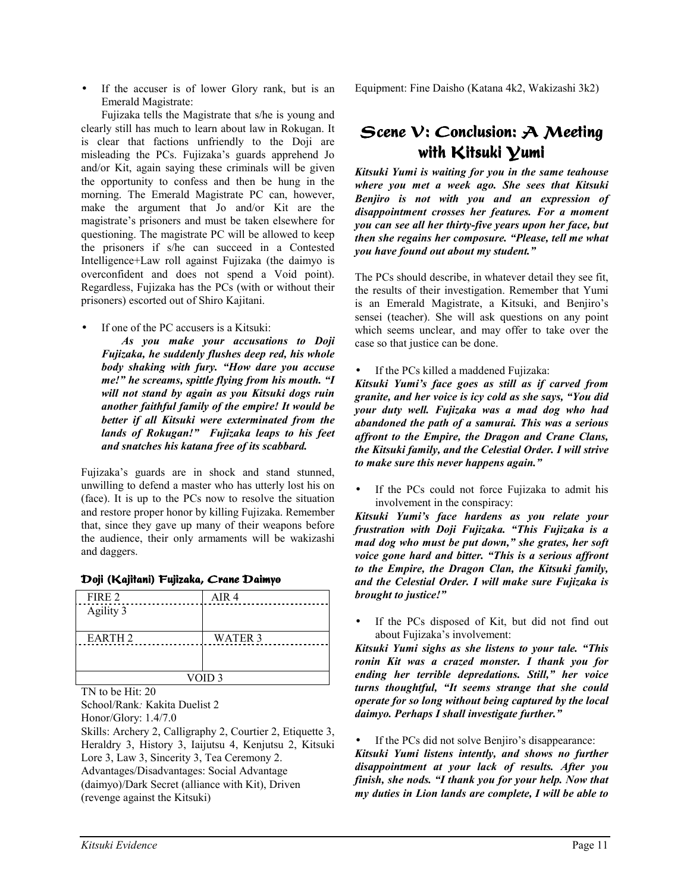- If the accuser is of lower Glory rank, but is an Emerald Magistrate:

Fujizaka tells the Magistrate that s/he is young and clearly still has much to learn about law in Rokugan. It is clear that factions unfriendly to the Doji are misleading the PCs. Fujizaka's guards apprehend Jo and/or Kit, again saying these criminals will be given the opportunity to confess and then be hung in the morning. The Emerald Magistrate PC can, however, make the argument that Jo and/or Kit are the magistrate's prisoners and must be taken elsewhere for questioning. The magistrate PC will be allowed to keep the prisoners if s/he can succeed in a Contested Intelligence+Law roll against Fujizaka (the daimyo is overconfident and does not spend a Void point). Regardless, Fujizaka has the PCs (with or without their prisoners) escorted out of Shiro Kajitani.

- If one of the PC accusers is a Kitsuki:

***As you make your accusations to Doji Fujizaka, he suddenly flushes deep red, his whole body shaking with fury. "How dare you accuse me!" he screams, spittle flying from his mouth. "I will not stand by again as you Kitsuki dogs ruin another faithful family of the empire! It would be better if all Kitsuki were exterminated from the lands of Rokugan!" Fujizaka leaps to his feet and snatches his katana free of its scabbard.***

Fujizaka's guards are in shock and stand stunned, unwilling to defend a master who has utterly lost his on (face). It is up to the PCs now to resolve the situation and restore proper honor by killing Fujizaka. Remember that, since they gave up many of their weapons before the audience, their only armaments will be wakizashi and daggers.

#### Doji (Kajitani) Fujizaka, Crane Daimyo

| | |
|---|---|
| FIRE 2 | AIR 4 |
| Agility 3 | |
| EARTH 2 | WATER 3 |
| | |
| VOID 3 | |

TN to be Hit: 20

School/Rank*:* Kakita Duelist 2

Honor/Glory: 1.4/7.0

Skills: Archery 2, Calligraphy 2, Courtier 2, Etiquette 3, Heraldry 3, History 3, Iaijutsu 4, Kenjutsu 2, Kitsuki Lore 3, Law 3, Sincerity 3, Tea Ceremony 2.

Advantages/Disadvantages: Social Advantage (daimyo)/Dark Secret (alliance with Kit), Driven (revenge against the Kitsuki)

Equipment: Fine Daisho (Katana 4k2, Wakizashi 3k2)

## Scene V: Conclusion: A Meeting with Kitsuki Yumi

***Kitsuki Yumi is waiting for you in the same teahouse where you met a week ago. She sees that Kitsuki Benjiro is not with you and an expression of disappointment crosses her features. For a moment you can see all her thirty-five years upon her face, but then she regains her composure. "Please, tell me what you have found out about my student."***

The PCs should describe, in whatever detail they see fit, the results of their investigation. Remember that Yumi is an Emerald Magistrate, a Kitsuki, and Benjiro's sensei (teacher). She will ask questions on any point which seems unclear, and may offer to take over the case so that justice can be done.

- If the PCs killed a maddened Fujizaka:

***Kitsuki Yumi's face goes as still as if carved from granite, and her voice is icy cold as she says, "You did your duty well. Fujizaka was a mad dog who had abandoned the path of a samurai. This was a serious affront to the Empire, the Dragon and Crane Clans, the Kitsuki family, and the Celestial Order. I will strive to make sure this never happens again."***

- If the PCs could not force Fujizaka to admit his involvement in the conspiracy:

***Kitsuki Yumi's face hardens as you relate your frustration with Doji Fujizaka. "This Fujizaka is a mad dog who must be put down," she grates, her soft voice gone hard and bitter. "This is a serious affront to the Empire, the Dragon Clan, the Kitsuki family, and the Celestial Order. I will make sure Fujizaka is brought to justice!"***

- If the PCs disposed of Kit, but did not find out about Fujizaka's involvement:

***Kitsuki Yumi sighs as she listens to your tale. "This ronin Kit was a crazed monster. I thank you for ending her terrible depredations. Still," her voice turns thoughtful, "It seems strange that she could operate for so long without being captured by the local daimyo. Perhaps I shall investigate further."***

- If the PCs did not solve Benjiro's disappearance:

***Kitsuki Yumi listens intently, and shows no further disappointment at your lack of results. After you finish, she nods. "I thank you for your help. Now that my duties in Lion lands are complete, I will be able to***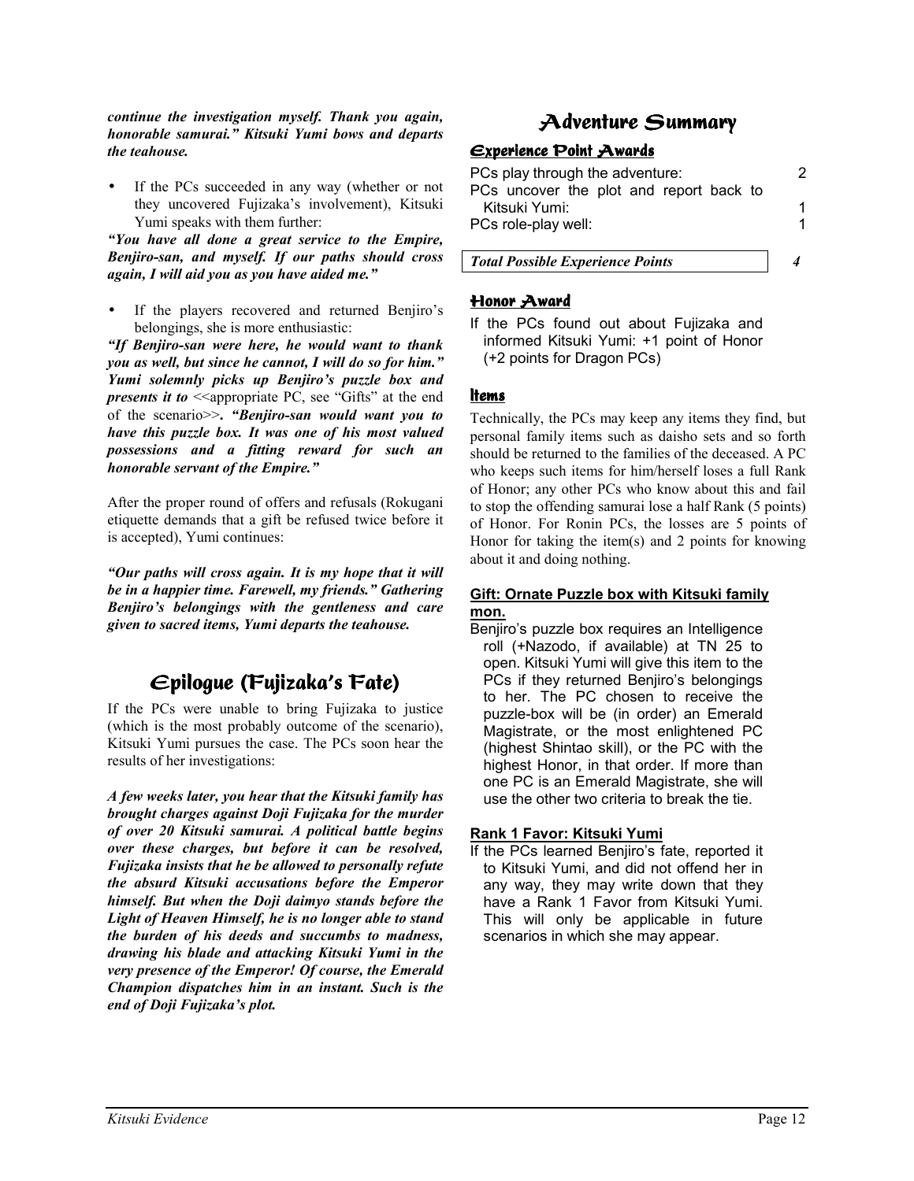***continue the investigation myself. Thank you again, honorable samurai." Kitsuki Yumi bows and departs the teahouse.***

- If the PCs succeeded in any way (whether or not they uncovered Fujizaka's involvement), Kitsuki Yumi speaks with them further:

***"You have all done a great service to the Empire, Benjiro-san, and myself. If our paths should cross again, I will aid you as you have aided me."***

- If the players recovered and returned Benjiro's belongings, she is more enthusiastic:

***"If Benjiro-san were here, he would want to thank you as well, but since he cannot, I will do so for him." Yumi solemnly picks up Benjiro's puzzle box and presents it to*** <<appropriate PC, see "Gifts" at the end of the scenario>>***. "Benjiro-san would want you to have this puzzle box. It was one of his most valued possessions and a fitting reward for such an honorable servant of the Empire."***

After the proper round of offers and refusals (Rokugani etiquette demands that a gift be refused twice before it is accepted), Yumi continues:

***"Our paths will cross again. It is my hope that it will be in a happier time. Farewell, my friends." Gathering Benjiro's belongings with the gentleness and care given to sacred items, Yumi departs the teahouse.***

## Epilogue (Fujizaka's Fate)

If the PCs were unable to bring Fujizaka to justice (which is the most probably outcome of the scenario), Kitsuki Yumi pursues the case. The PCs soon hear the results of her investigations:

***A few weeks later, you hear that the Kitsuki family has brought charges against Doji Fujizaka for the murder of over 20 Kitsuki samurai. A political battle begins over these charges, but before it can be resolved, Fujizaka insists that he be allowed to personally refute the absurd Kitsuki accusations before the Emperor himself. But when the Doji daimyo stands before the Light of Heaven Himself, he is no longer able to stand the burden of his deeds and succumbs to madness, drawing his blade and attacking Kitsuki Yumi in the very presence of the Emperor! Of course, the Emerald Champion dispatches him in an instant. Such is the end of Doji Fujizaka's plot.***

## Adventure Summary

### Experience Point Awards

| | |
|---|---|
| PCs play through the adventure: | 2 |
| PCs uncover the plot and report back to Kitsuki Yumi: | 1 |
| PCs role-play well: | 1 |
| ***Total Possible Experience Points*** | ***4*** |

### Honor Award

If the PCs found out about Fujizaka and informed Kitsuki Yumi: +1 point of Honor (+2 points for Dragon PCs)

### Items

Technically, the PCs may keep any items they find, but personal family items such as daisho sets and so forth should be returned to the families of the deceased. A PC who keeps such items for him/herself loses a full Rank of Honor; any other PCs who know about this and fail to stop the offending samurai lose a half Rank (5 points) of Honor. For Ronin PCs, the losses are 5 points of Honor for taking the item(s) and 2 points for knowing about it and doing nothing.

**Gift: Ornate Puzzle box with Kitsuki family mon.**

Benjiro's puzzle box requires an Intelligence roll (+Nazodo, if available) at TN 25 to open. Kitsuki Yumi will give this item to the PCs if they returned Benjiro's belongings to her. The PC chosen to receive the puzzle-box will be (in order) an Emerald Magistrate, or the most enlightened PC (highest Shintao skill), or the PC with the highest Honor, in that order. If more than one PC is an Emerald Magistrate, she will use the other two criteria to break the tie.

**Rank 1 Favor: Kitsuki Yumi**

If the PCs learned Benjiro's fate, reported it to Kitsuki Yumi, and did not offend her in any way, they may write down that they have a Rank 1 Favor from Kitsuki Yumi. This will only be applicable in future scenarios in which she may appear.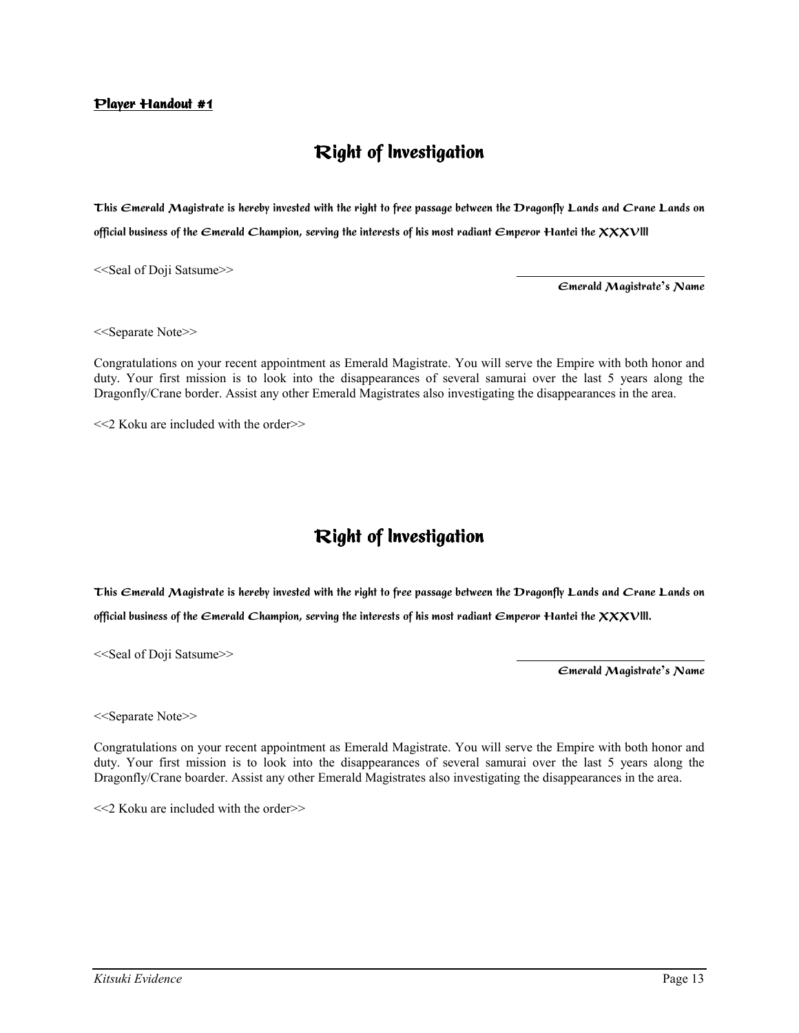**Player Handout #1**

# Right of Investigation

**This Emerald Magistrate is hereby invested with the right to free passage between the Dragonfly Lands and Crane Lands on official business of the Emerald Champion, serving the interests of his most radiant Emperor Hantei the XXXVIII**

<<Seal of Doji Satsume>>

______________________
**Emerald Magistrate's Name**

<<Separate Note>>

Congratulations on your recent appointment as Emerald Magistrate. You will serve the Empire with both honor and duty. Your first mission is to look into the disappearances of several samurai over the last 5 years along the Dragonfly/Crane border. Assist any other Emerald Magistrates also investigating the disappearances in the area.

<<2 Koku are included with the order>>

# Right of Investigation

**This Emerald Magistrate is hereby invested with the right to free passage between the Dragonfly Lands and Crane Lands on official business of the Emerald Champion, serving the interests of his most radiant Emperor Hantei the XXXVIII.**

<<Seal of Doji Satsume>>

______________________
**Emerald Magistrate's Name**

<<Separate Note>>

Congratulations on your recent appointment as Emerald Magistrate. You will serve the Empire with both honor and duty. Your first mission is to look into the disappearances of several samurai over the last 5 years along the Dragonfly/Crane boarder. Assist any other Emerald Magistrates also investigating the disappearances in the area.

<<2 Koku are included with the order>>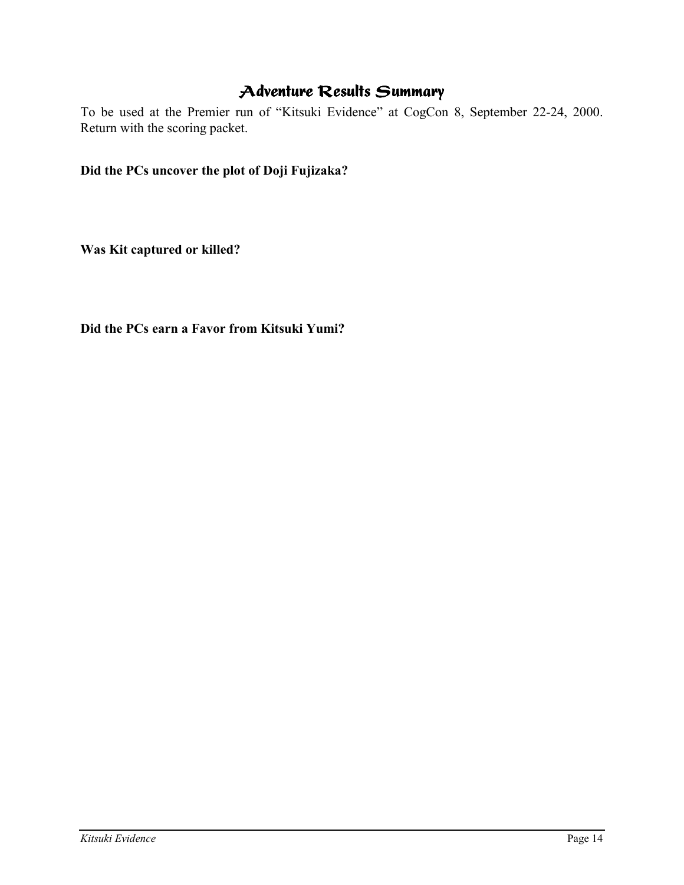# Adventure Results Summary

To be used at the Premier run of "Kitsuki Evidence" at CogCon 8, September 22-24, 2000. Return with the scoring packet.

**Did the PCs uncover the plot of Doji Fujizaka?**

**Was Kit captured or killed?**

**Did the PCs earn a Favor from Kitsuki Yumi?**